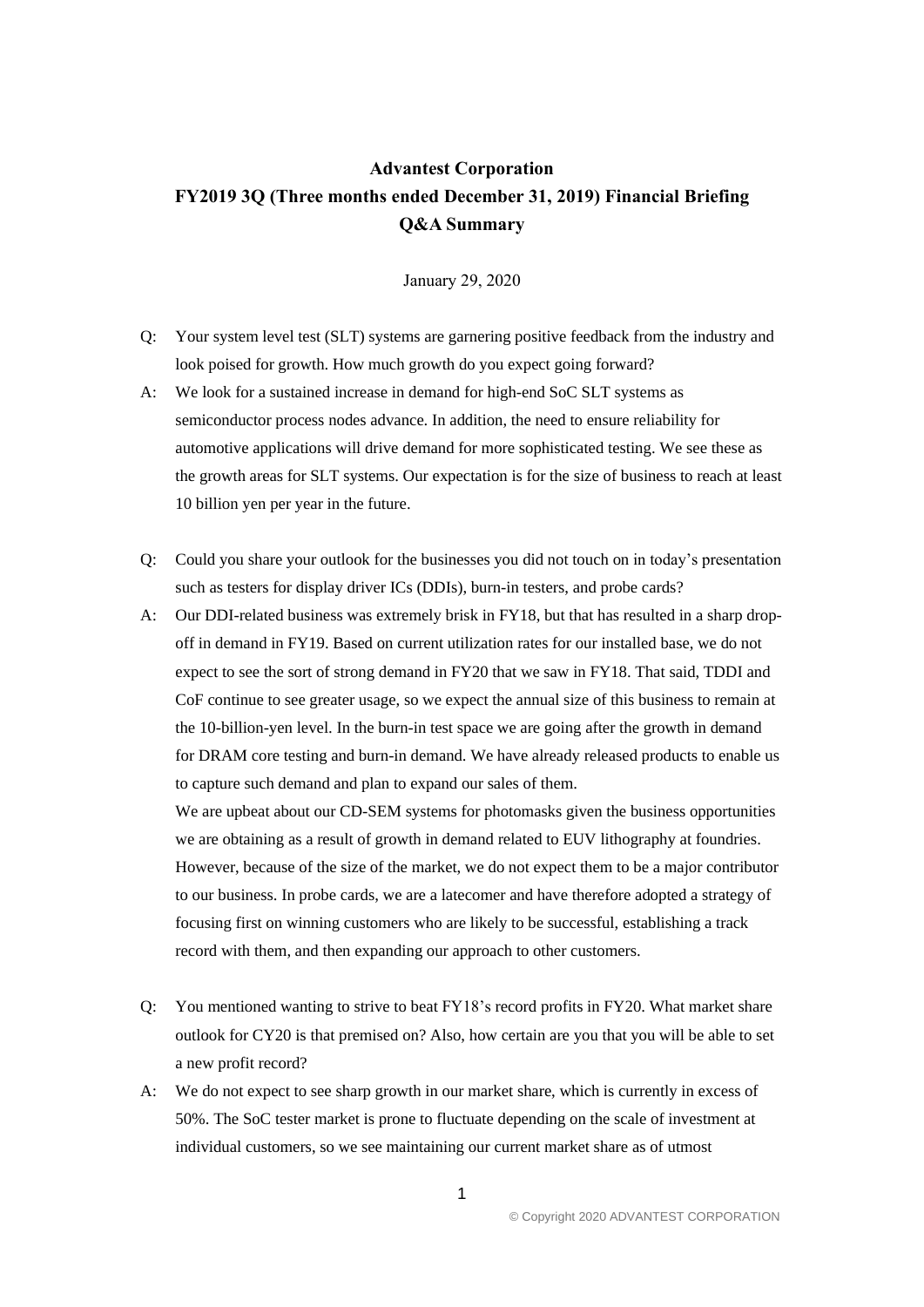# Advantest Corporation

## FY2019 3Q (Three months ended December 31, 2019) Financial Briefing Q&A Summary

January 29, 2020

Q: Your system level test (SLT) systems are garnering positive feedback from the industry and look poised for growth. How much growth do you expect going forward?

A: We look for a sustained increase in demand for high-end SoC SLT systems as semiconductor process nodes advance. In addition, the need to ensure reliability for automotive applications will drive demand for more sophisticated testing. We see these as the growth areas for SLT systems. Our expectation is for the size of business to reach at least 10 billion yen per year in the future.

Q: Could you share your outlook for the businesses you did not touch on in today's presentation such as testers for display driver ICs (DDIs), burn-in testers, and probe cards?

A: Our DDI-related business was extremely brisk in FY18, but that has resulted in a sharp drop-off in demand in FY19. Based on current utilization rates for our installed base, we do not expect to see the sort of strong demand in FY20 that we saw in FY18. That said, TDDI and CoF continue to see greater usage, so we expect the annual size of this business to remain at the 10-billion-yen level. In the burn-in test space we are going after the growth in demand for DRAM core testing and burn-in demand. We have already released products to enable us to capture such demand and plan to expand our sales of them.
We are upbeat about our CD-SEM systems for photomasks given the business opportunities we are obtaining as a result of growth in demand related to EUV lithography at foundries. However, because of the size of the market, we do not expect them to be a major contributor to our business. In probe cards, we are a latecomer and have therefore adopted a strategy of focusing first on winning customers who are likely to be successful, establishing a track record with them, and then expanding our approach to other customers.

Q: You mentioned wanting to strive to beat FY18's record profits in FY20. What market share outlook for CY20 is that premised on? Also, how certain are you that you will be able to set a new profit record?

A: We do not expect to see sharp growth in our market share, which is currently in excess of 50%. The SoC tester market is prone to fluctuate depending on the scale of investment at individual customers, so we see maintaining our current market share as of utmost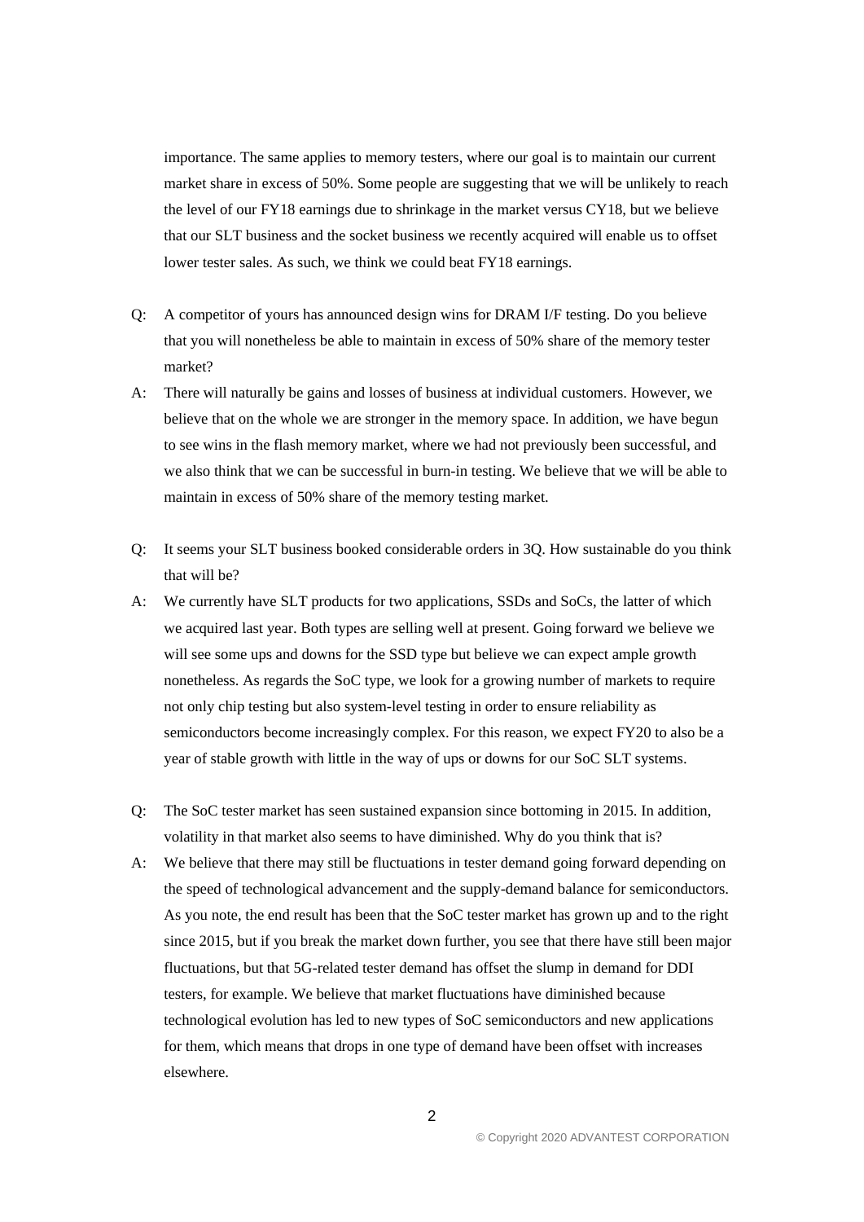importance. The same applies to memory testers, where our goal is to maintain our current market share in excess of 50%. Some people are suggesting that we will be unlikely to reach the level of our FY18 earnings due to shrinkage in the market versus CY18, but we believe that our SLT business and the socket business we recently acquired will enable us to offset lower tester sales. As such, we think we could beat FY18 earnings.

Q: A competitor of yours has announced design wins for DRAM I/F testing. Do you believe that you will nonetheless be able to maintain in excess of 50% share of the memory tester market?

A: There will naturally be gains and losses of business at individual customers. However, we believe that on the whole we are stronger in the memory space. In addition, we have begun to see wins in the flash memory market, where we had not previously been successful, and we also think that we can be successful in burn-in testing. We believe that we will be able to maintain in excess of 50% share of the memory testing market.

Q: It seems your SLT business booked considerable orders in 3Q. How sustainable do you think that will be?

A: We currently have SLT products for two applications, SSDs and SoCs, the latter of which we acquired last year. Both types are selling well at present. Going forward we believe we will see some ups and downs for the SSD type but believe we can expect ample growth nonetheless. As regards the SoC type, we look for a growing number of markets to require not only chip testing but also system-level testing in order to ensure reliability as semiconductors become increasingly complex. For this reason, we expect FY20 to also be a year of stable growth with little in the way of ups or downs for our SoC SLT systems.

Q: The SoC tester market has seen sustained expansion since bottoming in 2015. In addition, volatility in that market also seems to have diminished. Why do you think that is?

A: We believe that there may still be fluctuations in tester demand going forward depending on the speed of technological advancement and the supply-demand balance for semiconductors. As you note, the end result has been that the SoC tester market has grown up and to the right since 2015, but if you break the market down further, you see that there have still been major fluctuations, but that 5G-related tester demand has offset the slump in demand for DDI testers, for example. We believe that market fluctuations have diminished because technological evolution has led to new types of SoC semiconductors and new applications for them, which means that drops in one type of demand have been offset with increases elsewhere.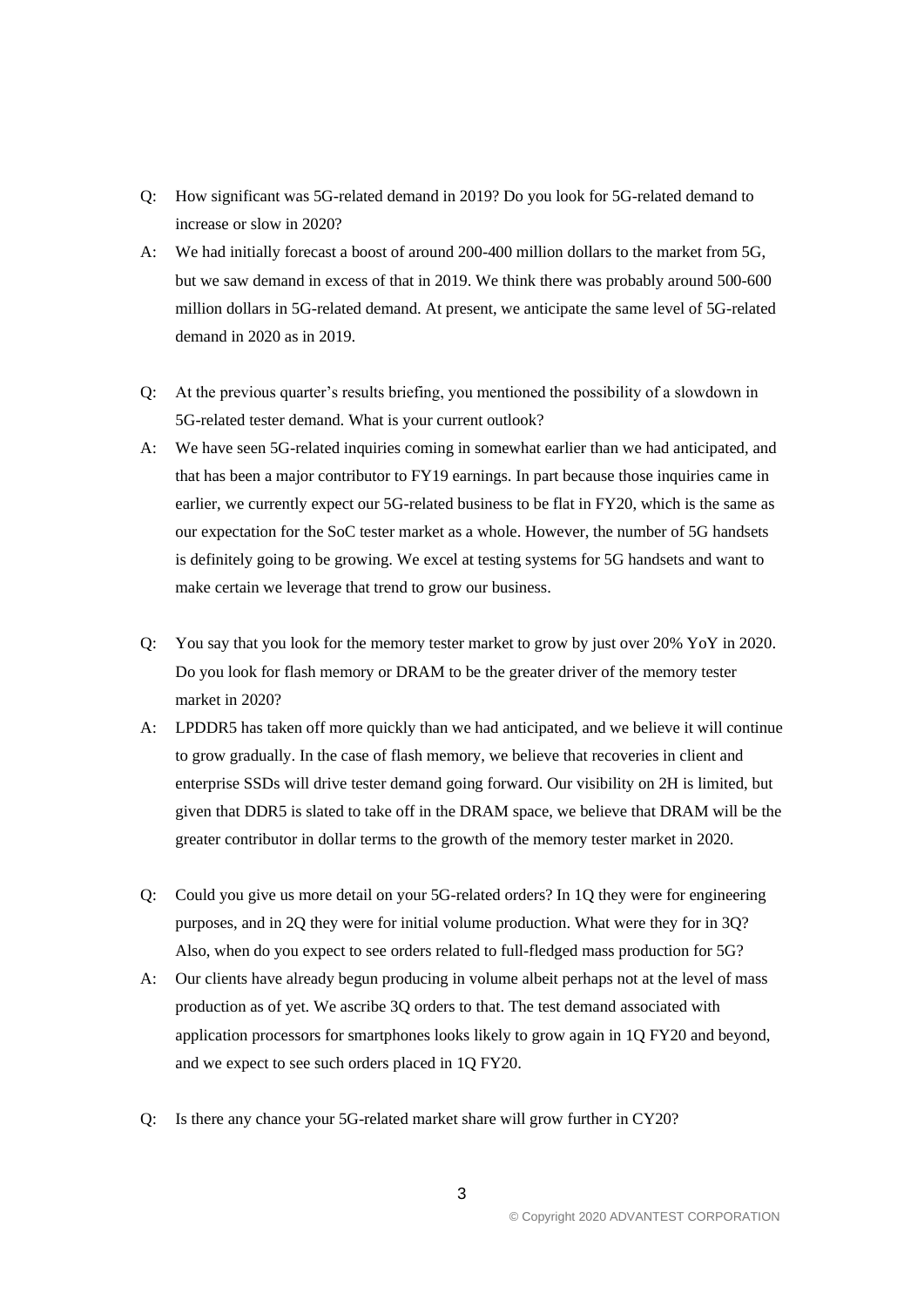Q: How significant was 5G-related demand in 2019? Do you look for 5G-related demand to increase or slow in 2020?

A: We had initially forecast a boost of around 200-400 million dollars to the market from 5G, but we saw demand in excess of that in 2019. We think there was probably around 500-600 million dollars in 5G-related demand. At present, we anticipate the same level of 5G-related demand in 2020 as in 2019.

Q: At the previous quarter's results briefing, you mentioned the possibility of a slowdown in 5G-related tester demand. What is your current outlook?

A: We have seen 5G-related inquiries coming in somewhat earlier than we had anticipated, and that has been a major contributor to FY19 earnings. In part because those inquiries came in earlier, we currently expect our 5G-related business to be flat in FY20, which is the same as our expectation for the SoC tester market as a whole. However, the number of 5G handsets is definitely going to be growing. We excel at testing systems for 5G handsets and want to make certain we leverage that trend to grow our business.

Q: You say that you look for the memory tester market to grow by just over 20% YoY in 2020. Do you look for flash memory or DRAM to be the greater driver of the memory tester market in 2020?

A: LPDDR5 has taken off more quickly than we had anticipated, and we believe it will continue to grow gradually. In the case of flash memory, we believe that recoveries in client and enterprise SSDs will drive tester demand going forward. Our visibility on 2H is limited, but given that DDR5 is slated to take off in the DRAM space, we believe that DRAM will be the greater contributor in dollar terms to the growth of the memory tester market in 2020.

Q: Could you give us more detail on your 5G-related orders? In 1Q they were for engineering purposes, and in 2Q they were for initial volume production. What were they for in 3Q? Also, when do you expect to see orders related to full-fledged mass production for 5G?

A: Our clients have already begun producing in volume albeit perhaps not at the level of mass production as of yet. We ascribe 3Q orders to that. The test demand associated with application processors for smartphones looks likely to grow again in 1Q FY20 and beyond, and we expect to see such orders placed in 1Q FY20.

Q: Is there any chance your 5G-related market share will grow further in CY20?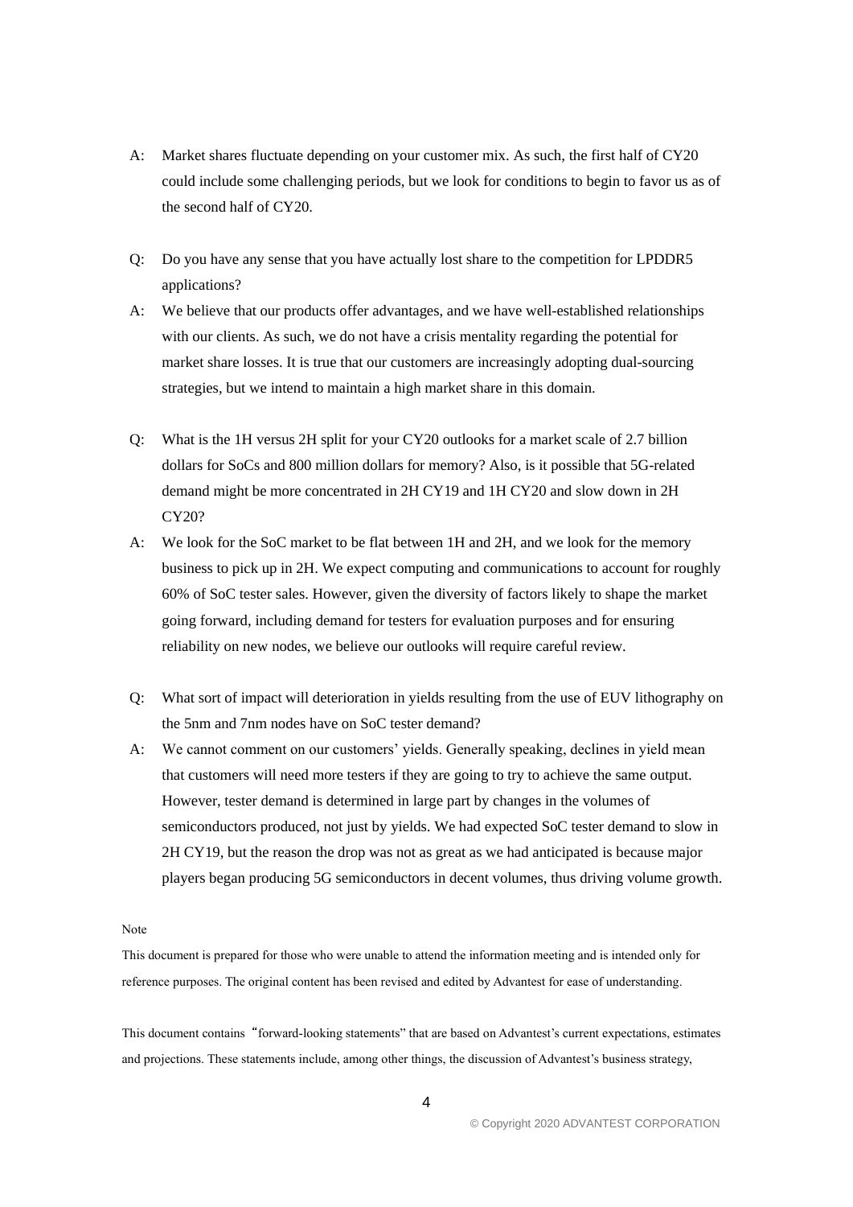A: Market shares fluctuate depending on your customer mix. As such, the first half of CY20 could include some challenging periods, but we look for conditions to begin to favor us as of the second half of CY20.

Q: Do you have any sense that you have actually lost share to the competition for LPDDR5 applications?

A: We believe that our products offer advantages, and we have well-established relationships with our clients. As such, we do not have a crisis mentality regarding the potential for market share losses. It is true that our customers are increasingly adopting dual-sourcing strategies, but we intend to maintain a high market share in this domain.

Q: What is the 1H versus 2H split for your CY20 outlooks for a market scale of 2.7 billion dollars for SoCs and 800 million dollars for memory? Also, is it possible that 5G-related demand might be more concentrated in 2H CY19 and 1H CY20 and slow down in 2H CY20?

A: We look for the SoC market to be flat between 1H and 2H, and we look for the memory business to pick up in 2H. We expect computing and communications to account for roughly 60% of SoC tester sales. However, given the diversity of factors likely to shape the market going forward, including demand for testers for evaluation purposes and for ensuring reliability on new nodes, we believe our outlooks will require careful review.

Q: What sort of impact will deterioration in yields resulting from the use of EUV lithography on the 5nm and 7nm nodes have on SoC tester demand?

A: We cannot comment on our customers' yields. Generally speaking, declines in yield mean that customers will need more testers if they are going to try to achieve the same output. However, tester demand is determined in large part by changes in the volumes of semiconductors produced, not just by yields. We had expected SoC tester demand to slow in 2H CY19, but the reason the drop was not as great as we had anticipated is because major players began producing 5G semiconductors in decent volumes, thus driving volume growth.

Note

This document is prepared for those who were unable to attend the information meeting and is intended only for reference purposes. The original content has been revised and edited by Advantest for ease of understanding.

This document contains "forward-looking statements" that are based on Advantest's current expectations, estimates and projections. These statements include, among other things, the discussion of Advantest's business strategy,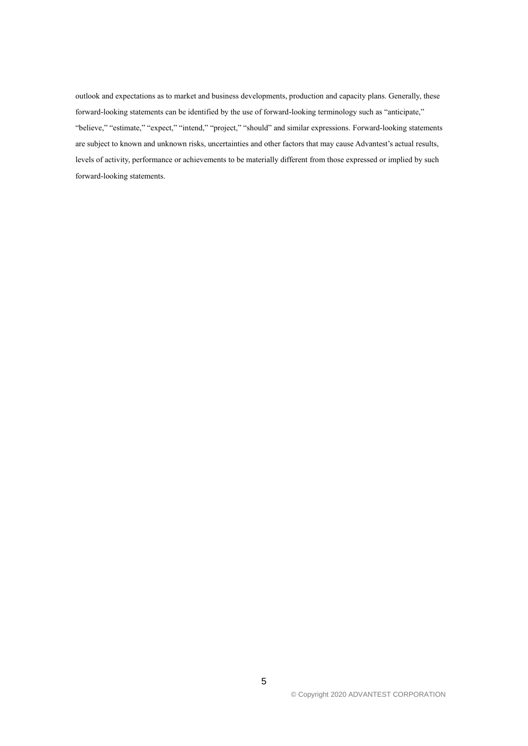outlook and expectations as to market and business developments, production and capacity plans. Generally, these forward-looking statements can be identified by the use of forward-looking terminology such as “anticipate,” “believe,” “estimate,” “expect,” “intend,” “project,” “should” and similar expressions. Forward-looking statements are subject to known and unknown risks, uncertainties and other factors that may cause Advantest’s actual results, levels of activity, performance or achievements to be materially different from those expressed or implied by such forward-looking statements.